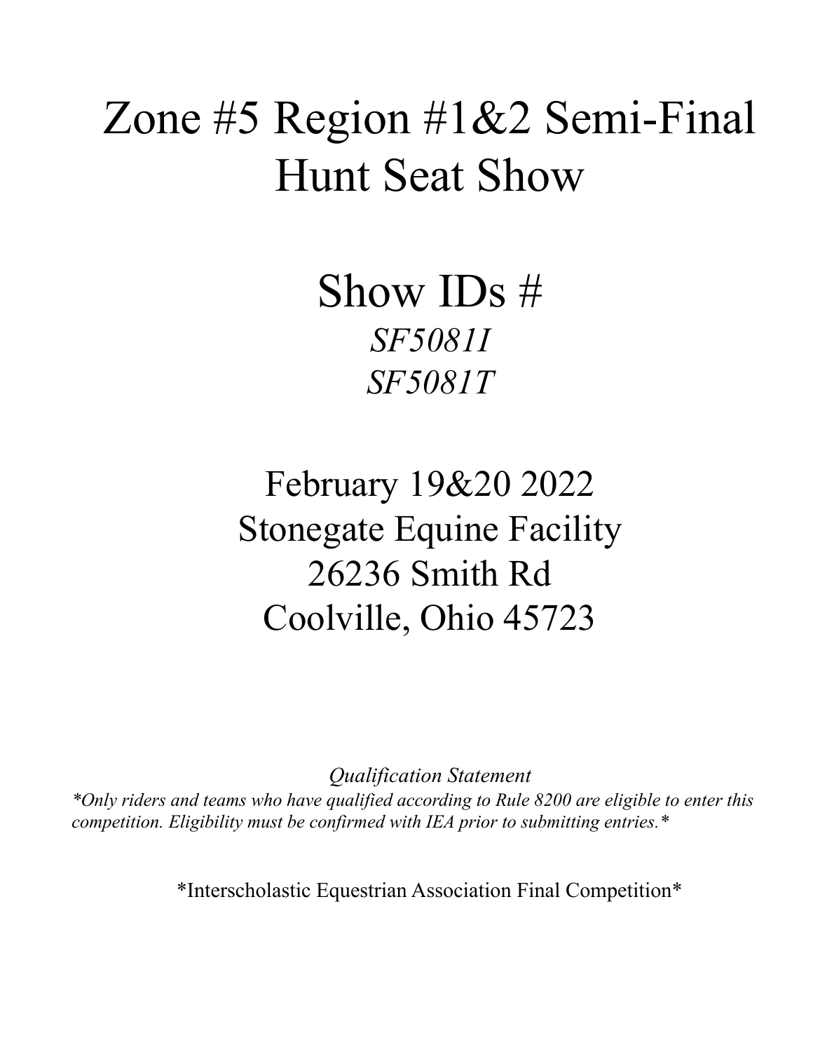# Zone #5 Region #1&2 Semi-Final Hunt Seat Show

## Show IDs #

*SF5081I*
*SF5081T*

## February 19&20 2022
## Stonegate Equine Facility
## 26236 Smith Rd
## Coolville, Ohio 45723

*Qualification Statement*

*\*Only riders and teams who have qualified according to Rule 8200 are eligible to enter this competition. Eligibility must be confirmed with IEA prior to submitting entries.\**

\*Interscholastic Equestrian Association Final Competition\*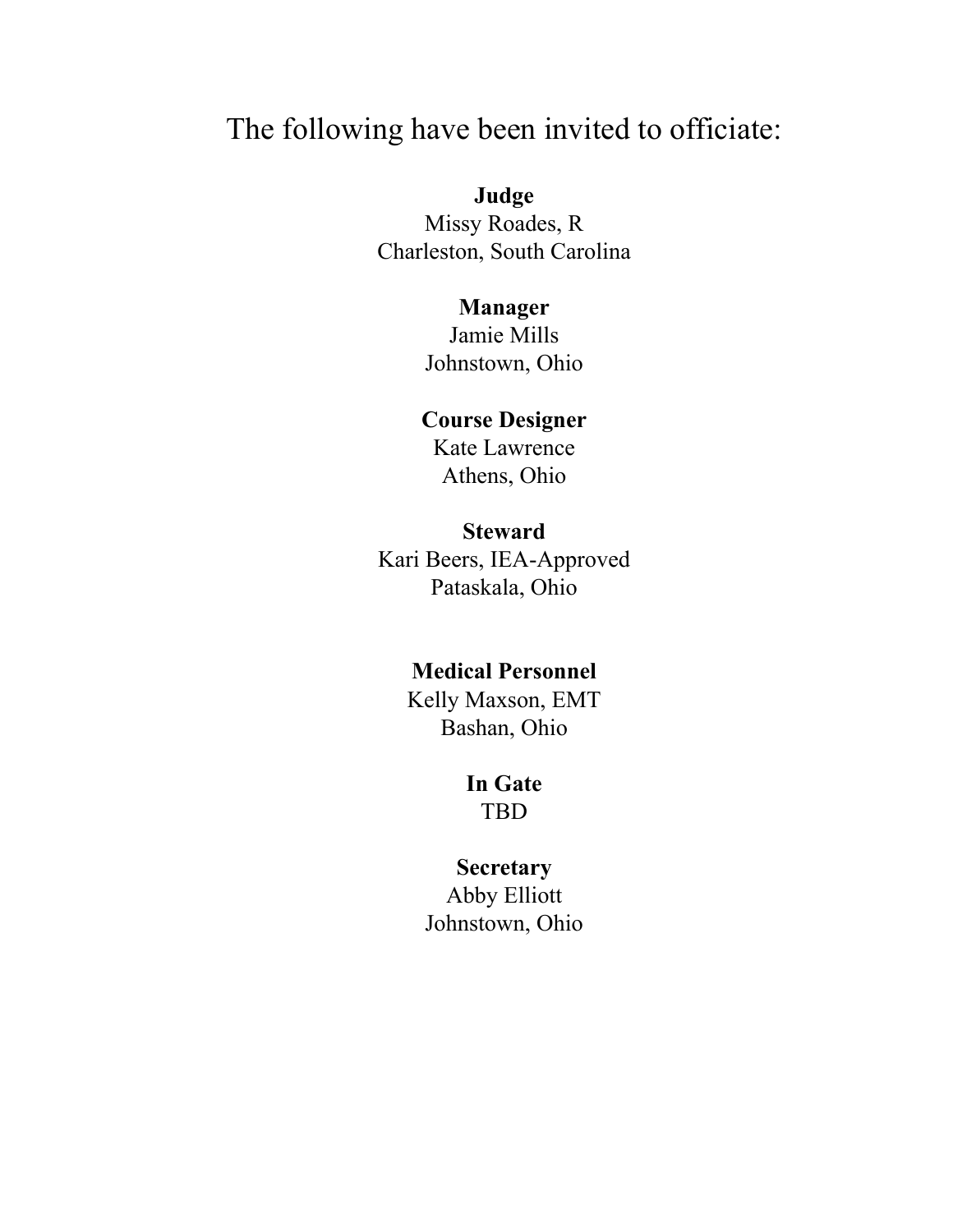## The following have been invited to officiate:

**Judge**
Missy Roades, R
Charleston, South Carolina

**Manager**
Jamie Mills
Johnstown, Ohio

**Course Designer**
Kate Lawrence
Athens, Ohio

**Steward**
Kari Beers, IEA-Approved
Pataskala, Ohio

**Medical Personnel**
Kelly Maxson, EMT
Bashan, Ohio

**In Gate**
TBD

**Secretary**
Abby Elliott
Johnstown, Ohio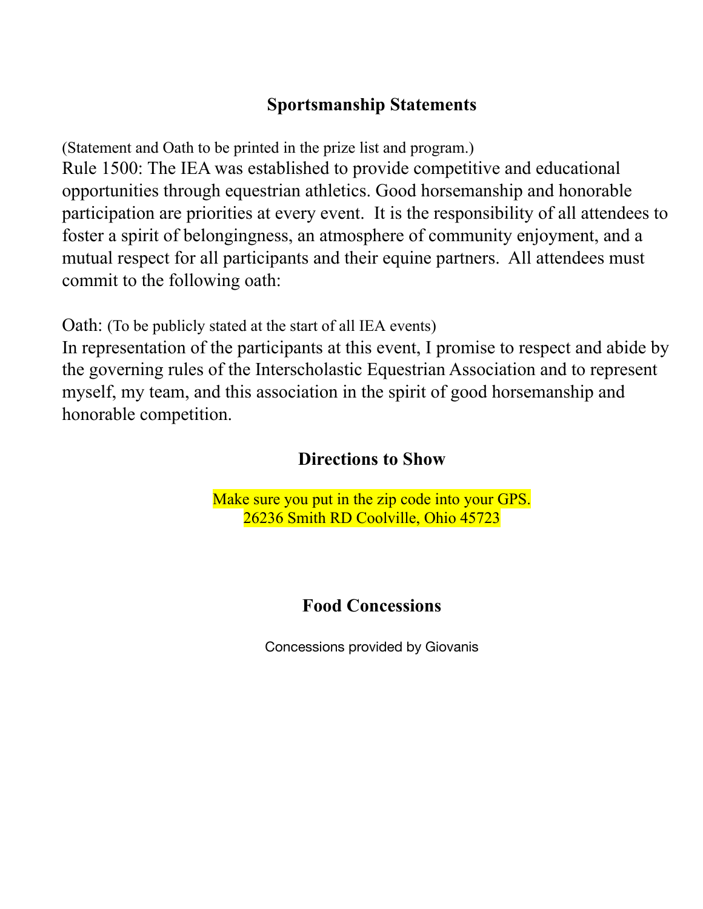## Sportsmanship Statements

(Statement and Oath to be printed in the prize list and program.)

Rule 1500: The IEA was established to provide competitive and educational opportunities through equestrian athletics. Good horsemanship and honorable participation are priorities at every event. It is the responsibility of all attendees to foster a spirit of belongingness, an atmosphere of community enjoyment, and a mutual respect for all participants and their equine partners. All attendees must commit to the following oath:

Oath: (To be publicly stated at the start of all IEA events)

In representation of the participants at this event, I promise to respect and abide by the governing rules of the Interscholastic Equestrian Association and to represent myself, my team, and this association in the spirit of good horsemanship and honorable competition.

## Directions to Show

Make sure you put in the zip code into your GPS.
26236 Smith RD Coolville, Ohio 45723

## Food Concessions

Concessions provided by Giovanis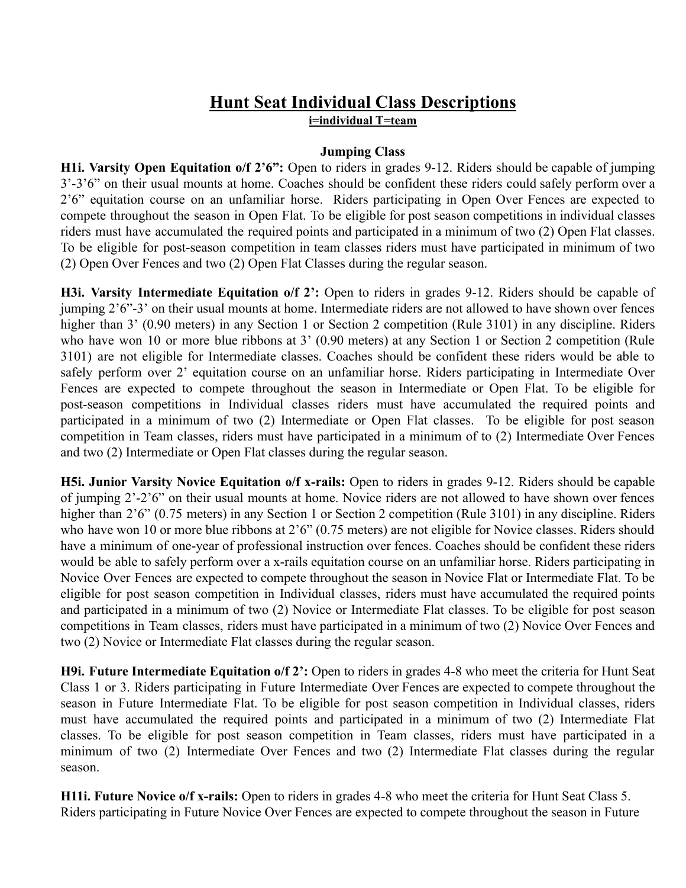# Hunt Seat Individual Class Descriptions

**i=individual T=team**

### Jumping Class

**H1i. Varsity Open Equitation o/f 2'6":** Open to riders in grades 9-12. Riders should be capable of jumping 3'-3'6" on their usual mounts at home. Coaches should be confident these riders could safely perform over a 2'6" equitation course on an unfamiliar horse. Riders participating in Open Over Fences are expected to compete throughout the season in Open Flat. To be eligible for post season competitions in individual classes riders must have accumulated the required points and participated in a minimum of two (2) Open Flat classes. To be eligible for post-season competition in team classes riders must have participated in minimum of two (2) Open Over Fences and two (2) Open Flat Classes during the regular season.

**H3i. Varsity Intermediate Equitation o/f 2':** Open to riders in grades 9-12. Riders should be capable of jumping 2'6"-3' on their usual mounts at home. Intermediate riders are not allowed to have shown over fences higher than 3' (0.90 meters) in any Section 1 or Section 2 competition (Rule 3101) in any discipline. Riders who have won 10 or more blue ribbons at 3' (0.90 meters) at any Section 1 or Section 2 competition (Rule 3101) are not eligible for Intermediate classes. Coaches should be confident these riders would be able to safely perform over 2' equitation course on an unfamiliar horse. Riders participating in Intermediate Over Fences are expected to compete throughout the season in Intermediate or Open Flat. To be eligible for post-season competitions in Individual classes riders must have accumulated the required points and participated in a minimum of two (2) Intermediate or Open Flat classes. To be eligible for post season competition in Team classes, riders must have participated in a minimum of to (2) Intermediate Over Fences and two (2) Intermediate or Open Flat classes during the regular season.

**H5i. Junior Varsity Novice Equitation o/f x-rails:** Open to riders in grades 9-12. Riders should be capable of jumping 2'-2'6" on their usual mounts at home. Novice riders are not allowed to have shown over fences higher than 2'6" (0.75 meters) in any Section 1 or Section 2 competition (Rule 3101) in any discipline. Riders who have won 10 or more blue ribbons at 2'6" (0.75 meters) are not eligible for Novice classes. Riders should have a minimum of one-year of professional instruction over fences. Coaches should be confident these riders would be able to safely perform over a x-rails equitation course on an unfamiliar horse. Riders participating in Novice Over Fences are expected to compete throughout the season in Novice Flat or Intermediate Flat. To be eligible for post season competition in Individual classes, riders must have accumulated the required points and participated in a minimum of two (2) Novice or Intermediate Flat classes. To be eligible for post season competitions in Team classes, riders must have participated in a minimum of two (2) Novice Over Fences and two (2) Novice or Intermediate Flat classes during the regular season.

**H9i. Future Intermediate Equitation o/f 2':** Open to riders in grades 4-8 who meet the criteria for Hunt Seat Class 1 or 3. Riders participating in Future Intermediate Over Fences are expected to compete throughout the season in Future Intermediate Flat. To be eligible for post season competition in Individual classes, riders must have accumulated the required points and participated in a minimum of two (2) Intermediate Flat classes. To be eligible for post season competition in Team classes, riders must have participated in a minimum of two (2) Intermediate Over Fences and two (2) Intermediate Flat classes during the regular season.

**H11i. Future Novice o/f x-rails:** Open to riders in grades 4-8 who meet the criteria for Hunt Seat Class 5. Riders participating in Future Novice Over Fences are expected to compete throughout the season in Future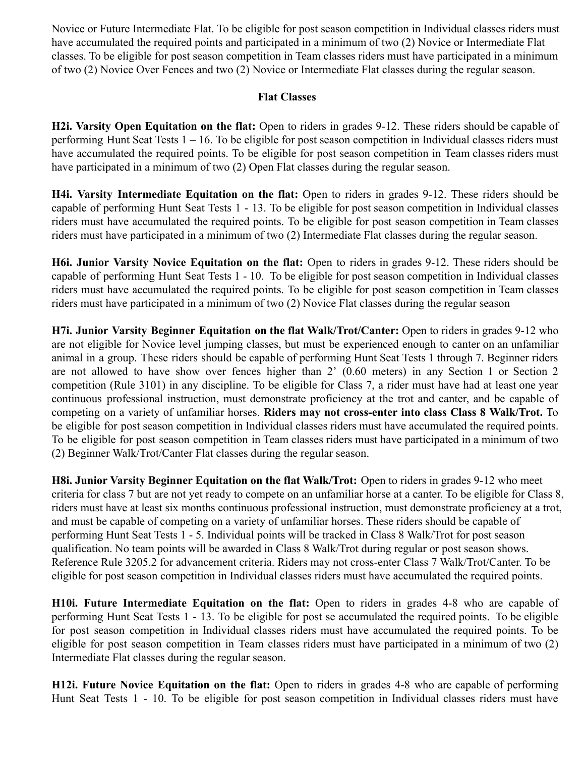Novice or Future Intermediate Flat. To be eligible for post season competition in Individual classes riders must have accumulated the required points and participated in a minimum of two (2) Novice or Intermediate Flat classes. To be eligible for post season competition in Team classes riders must have participated in a minimum of two (2) Novice Over Fences and two (2) Novice or Intermediate Flat classes during the regular season.

**Flat Classes**

**H2i. Varsity Open Equitation on the flat:** Open to riders in grades 9-12. These riders should be capable of performing Hunt Seat Tests 1 – 16. To be eligible for post season competition in Individual classes riders must have accumulated the required points. To be eligible for post season competition in Team classes riders must have participated in a minimum of two (2) Open Flat classes during the regular season.

**H4i. Varsity Intermediate Equitation on the flat:** Open to riders in grades 9-12. These riders should be capable of performing Hunt Seat Tests 1 - 13. To be eligible for post season competition in Individual classes riders must have accumulated the required points. To be eligible for post season competition in Team classes riders must have participated in a minimum of two (2) Intermediate Flat classes during the regular season.

**H6i. Junior Varsity Novice Equitation on the flat:** Open to riders in grades 9-12. These riders should be capable of performing Hunt Seat Tests 1 - 10. To be eligible for post season competition in Individual classes riders must have accumulated the required points. To be eligible for post season competition in Team classes riders must have participated in a minimum of two (2) Novice Flat classes during the regular season

**H7i. Junior Varsity Beginner Equitation on the flat Walk/Trot/Canter:** Open to riders in grades 9-12 who are not eligible for Novice level jumping classes, but must be experienced enough to canter on an unfamiliar animal in a group. These riders should be capable of performing Hunt Seat Tests 1 through 7. Beginner riders are not allowed to have show over fences higher than 2' (0.60 meters) in any Section 1 or Section 2 competition (Rule 3101) in any discipline. To be eligible for Class 7, a rider must have had at least one year continuous professional instruction, must demonstrate proficiency at the trot and canter, and be capable of competing on a variety of unfamiliar horses. **Riders may not cross-enter into class Class 8 Walk/Trot.** To be eligible for post season competition in Individual classes riders must have accumulated the required points. To be eligible for post season competition in Team classes riders must have participated in a minimum of two (2) Beginner Walk/Trot/Canter Flat classes during the regular season.

**H8i. Junior Varsity Beginner Equitation on the flat Walk/Trot:** Open to riders in grades 9-12 who meet criteria for class 7 but are not yet ready to compete on an unfamiliar horse at a canter. To be eligible for Class 8, riders must have at least six months continuous professional instruction, must demonstrate proficiency at a trot, and must be capable of competing on a variety of unfamiliar horses. These riders should be capable of performing Hunt Seat Tests 1 - 5. Individual points will be tracked in Class 8 Walk/Trot for post season qualification. No team points will be awarded in Class 8 Walk/Trot during regular or post season shows. Reference Rule 3205.2 for advancement criteria. Riders may not cross-enter Class 7 Walk/Trot/Canter. To be eligible for post season competition in Individual classes riders must have accumulated the required points.

**H10i. Future Intermediate Equitation on the flat:** Open to riders in grades 4-8 who are capable of performing Hunt Seat Tests 1 - 13. To be eligible for post se accumulated the required points. To be eligible for post season competition in Individual classes riders must have accumulated the required points. To be eligible for post season competition in Team classes riders must have participated in a minimum of two (2) Intermediate Flat classes during the regular season.

**H12i. Future Novice Equitation on the flat:** Open to riders in grades 4-8 who are capable of performing Hunt Seat Tests 1 - 10. To be eligible for post season competition in Individual classes riders must have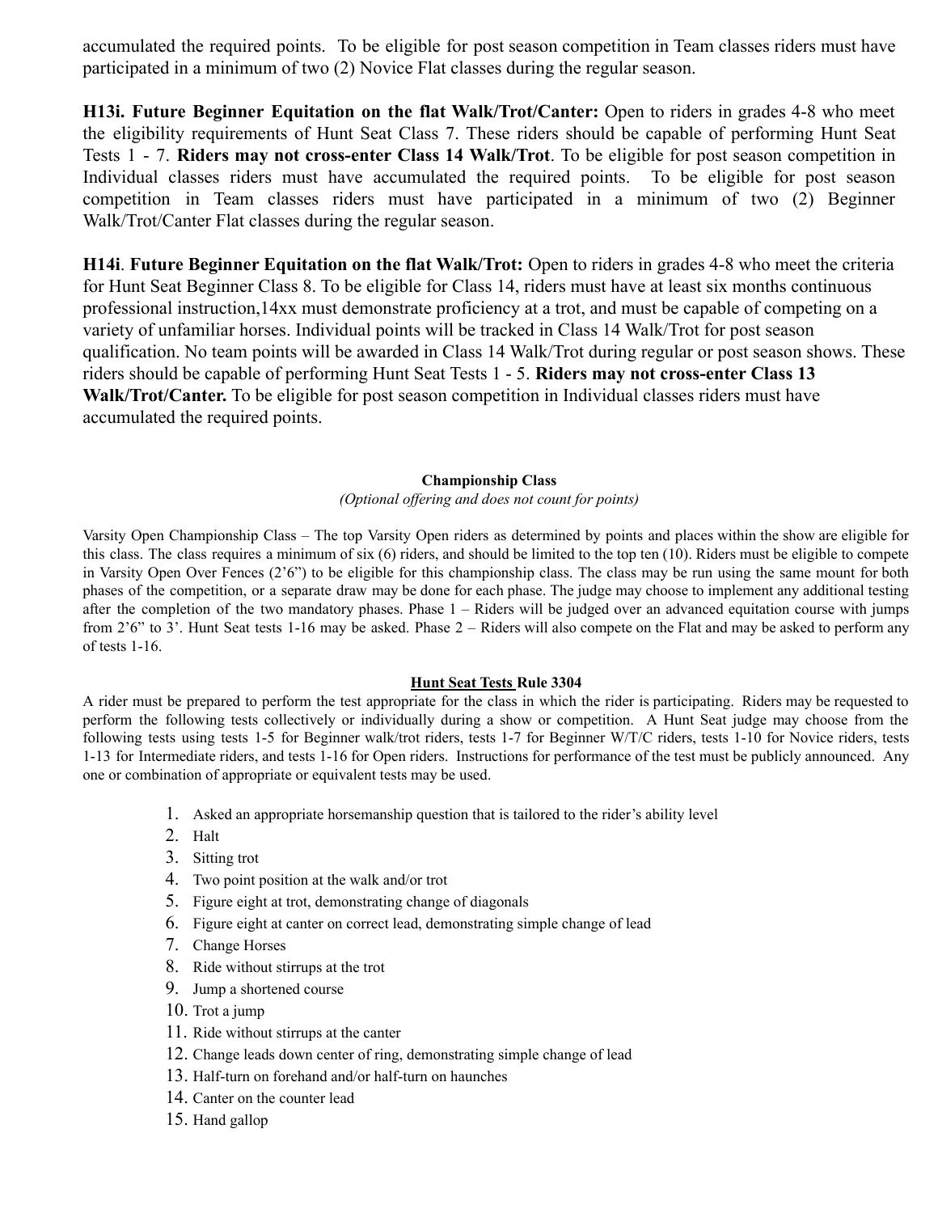accumulated the required points. To be eligible for post season competition in Team classes riders must have participated in a minimum of two (2) Novice Flat classes during the regular season.

**H13i. Future Beginner Equitation on the flat Walk/Trot/Canter:** Open to riders in grades 4-8 who meet the eligibility requirements of Hunt Seat Class 7. These riders should be capable of performing Hunt Seat Tests 1 - 7. **Riders may not cross-enter Class 14 Walk/Trot**. To be eligible for post season competition in Individual classes riders must have accumulated the required points. To be eligible for post season competition in Team classes riders must have participated in a minimum of two (2) Beginner Walk/Trot/Canter Flat classes during the regular season.

**H14i**. **Future Beginner Equitation on the flat Walk/Trot:** Open to riders in grades 4-8 who meet the criteria for Hunt Seat Beginner Class 8. To be eligible for Class 14, riders must have at least six months continuous professional instruction,14xx must demonstrate proficiency at a trot, and must be capable of competing on a variety of unfamiliar horses. Individual points will be tracked in Class 14 Walk/Trot for post season qualification. No team points will be awarded in Class 14 Walk/Trot during regular or post season shows. These riders should be capable of performing Hunt Seat Tests 1 - 5. **Riders may not cross-enter Class 13 Walk/Trot/Canter.** To be eligible for post season competition in Individual classes riders must have accumulated the required points.

**Championship Class**

*(Optional offering and does not count for points)*

Varsity Open Championship Class – The top Varsity Open riders as determined by points and places within the show are eligible for this class. The class requires a minimum of six (6) riders, and should be limited to the top ten (10). Riders must be eligible to compete in Varsity Open Over Fences (2'6") to be eligible for this championship class. The class may be run using the same mount for both phases of the competition, or a separate draw may be done for each phase. The judge may choose to implement any additional testing after the completion of the two mandatory phases. Phase 1 – Riders will be judged over an advanced equitation course with jumps from 2'6" to 3'. Hunt Seat tests 1-16 may be asked. Phase 2 – Riders will also compete on the Flat and may be asked to perform any of tests 1-16.

**Hunt Seat Tests Rule 3304**

A rider must be prepared to perform the test appropriate for the class in which the rider is participating. Riders may be requested to perform the following tests collectively or individually during a show or competition. A Hunt Seat judge may choose from the following tests using tests 1-5 for Beginner walk/trot riders, tests 1-7 for Beginner W/T/C riders, tests 1-10 for Novice riders, tests 1-13 for Intermediate riders, and tests 1-16 for Open riders. Instructions for performance of the test must be publicly announced. Any one or combination of appropriate or equivalent tests may be used.

1. Asked an appropriate horsemanship question that is tailored to the rider's ability level
2. Halt
3. Sitting trot
4. Two point position at the walk and/or trot
5. Figure eight at trot, demonstrating change of diagonals
6. Figure eight at canter on correct lead, demonstrating simple change of lead
7. Change Horses
8. Ride without stirrups at the trot
9. Jump a shortened course
10. Trot a jump
11. Ride without stirrups at the canter
12. Change leads down center of ring, demonstrating simple change of lead
13. Half-turn on forehand and/or half-turn on haunches
14. Canter on the counter lead
15. Hand gallop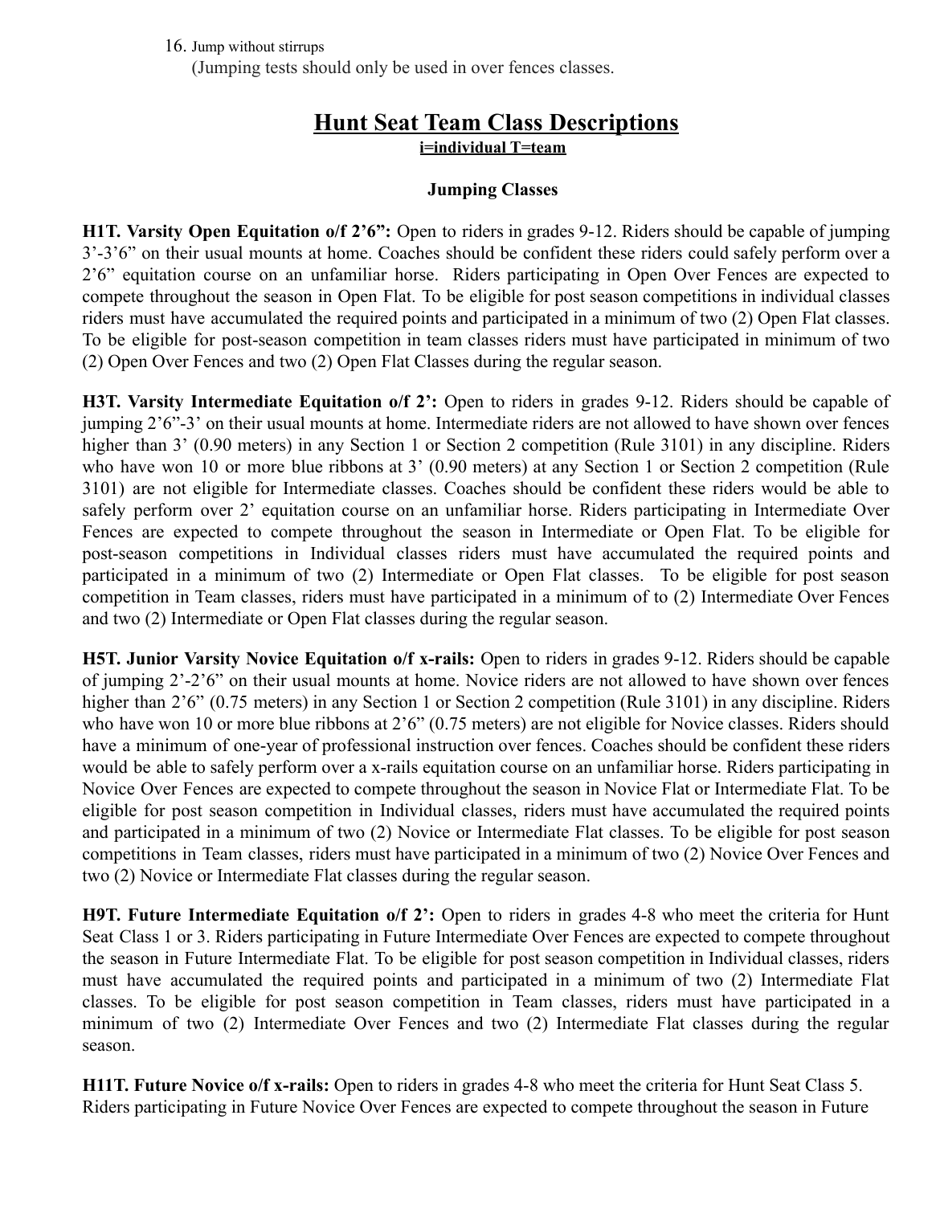16. Jump without stirrups
    (Jumping tests should only be used in over fences classes.

# Hunt Seat Team Class Descriptions

**i=individual T=team**

### Jumping Classes

**H1T. Varsity Open Equitation o/f 2'6":** Open to riders in grades 9-12. Riders should be capable of jumping 3'-3'6" on their usual mounts at home. Coaches should be confident these riders could safely perform over a 2'6" equitation course on an unfamiliar horse. Riders participating in Open Over Fences are expected to compete throughout the season in Open Flat. To be eligible for post season competitions in individual classes riders must have accumulated the required points and participated in a minimum of two (2) Open Flat classes. To be eligible for post-season competition in team classes riders must have participated in minimum of two (2) Open Over Fences and two (2) Open Flat Classes during the regular season.

**H3T. Varsity Intermediate Equitation o/f 2':** Open to riders in grades 9-12. Riders should be capable of jumping 2'6"-3' on their usual mounts at home. Intermediate riders are not allowed to have shown over fences higher than 3' (0.90 meters) in any Section 1 or Section 2 competition (Rule 3101) in any discipline. Riders who have won 10 or more blue ribbons at 3' (0.90 meters) at any Section 1 or Section 2 competition (Rule 3101) are not eligible for Intermediate classes. Coaches should be confident these riders would be able to safely perform over 2' equitation course on an unfamiliar horse. Riders participating in Intermediate Over Fences are expected to compete throughout the season in Intermediate or Open Flat. To be eligible for post-season competitions in Individual classes riders must have accumulated the required points and participated in a minimum of two (2) Intermediate or Open Flat classes. To be eligible for post season competition in Team classes, riders must have participated in a minimum of to (2) Intermediate Over Fences and two (2) Intermediate or Open Flat classes during the regular season.

**H5T. Junior Varsity Novice Equitation o/f x-rails:** Open to riders in grades 9-12. Riders should be capable of jumping 2'-2'6" on their usual mounts at home. Novice riders are not allowed to have shown over fences higher than 2'6" (0.75 meters) in any Section 1 or Section 2 competition (Rule 3101) in any discipline. Riders who have won 10 or more blue ribbons at 2'6" (0.75 meters) are not eligible for Novice classes. Riders should have a minimum of one-year of professional instruction over fences. Coaches should be confident these riders would be able to safely perform over a x-rails equitation course on an unfamiliar horse. Riders participating in Novice Over Fences are expected to compete throughout the season in Novice Flat or Intermediate Flat. To be eligible for post season competition in Individual classes, riders must have accumulated the required points and participated in a minimum of two (2) Novice or Intermediate Flat classes. To be eligible for post season competitions in Team classes, riders must have participated in a minimum of two (2) Novice Over Fences and two (2) Novice or Intermediate Flat classes during the regular season.

**H9T. Future Intermediate Equitation o/f 2':** Open to riders in grades 4-8 who meet the criteria for Hunt Seat Class 1 or 3. Riders participating in Future Intermediate Over Fences are expected to compete throughout the season in Future Intermediate Flat. To be eligible for post season competition in Individual classes, riders must have accumulated the required points and participated in a minimum of two (2) Intermediate Flat classes. To be eligible for post season competition in Team classes, riders must have participated in a minimum of two (2) Intermediate Over Fences and two (2) Intermediate Flat classes during the regular season.

**H11T. Future Novice o/f x-rails:** Open to riders in grades 4-8 who meet the criteria for Hunt Seat Class 5. Riders participating in Future Novice Over Fences are expected to compete throughout the season in Future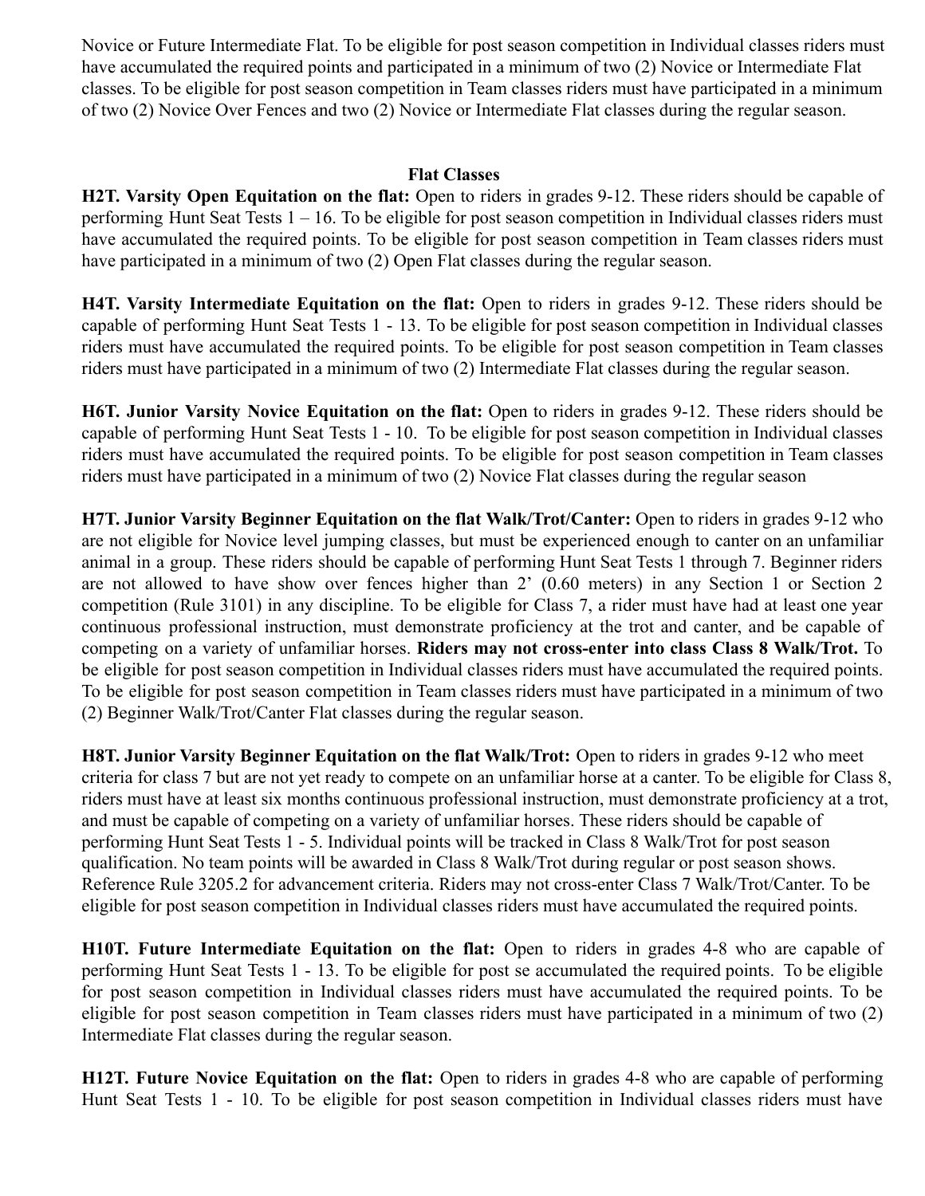Novice or Future Intermediate Flat. To be eligible for post season competition in Individual classes riders must have accumulated the required points and participated in a minimum of two (2) Novice or Intermediate Flat classes. To be eligible for post season competition in Team classes riders must have participated in a minimum of two (2) Novice Over Fences and two (2) Novice or Intermediate Flat classes during the regular season.

## Flat Classes

**H2T. Varsity Open Equitation on the flat:** Open to riders in grades 9-12. These riders should be capable of performing Hunt Seat Tests 1 – 16. To be eligible for post season competition in Individual classes riders must have accumulated the required points. To be eligible for post season competition in Team classes riders must have participated in a minimum of two (2) Open Flat classes during the regular season.

**H4T. Varsity Intermediate Equitation on the flat:** Open to riders in grades 9-12. These riders should be capable of performing Hunt Seat Tests 1 - 13. To be eligible for post season competition in Individual classes riders must have accumulated the required points. To be eligible for post season competition in Team classes riders must have participated in a minimum of two (2) Intermediate Flat classes during the regular season.

**H6T. Junior Varsity Novice Equitation on the flat:** Open to riders in grades 9-12. These riders should be capable of performing Hunt Seat Tests 1 - 10. To be eligible for post season competition in Individual classes riders must have accumulated the required points. To be eligible for post season competition in Team classes riders must have participated in a minimum of two (2) Novice Flat classes during the regular season

**H7T. Junior Varsity Beginner Equitation on the flat Walk/Trot/Canter:** Open to riders in grades 9-12 who are not eligible for Novice level jumping classes, but must be experienced enough to canter on an unfamiliar animal in a group. These riders should be capable of performing Hunt Seat Tests 1 through 7. Beginner riders are not allowed to have show over fences higher than 2' (0.60 meters) in any Section 1 or Section 2 competition (Rule 3101) in any discipline. To be eligible for Class 7, a rider must have had at least one year continuous professional instruction, must demonstrate proficiency at the trot and canter, and be capable of competing on a variety of unfamiliar horses. **Riders may not cross-enter into class Class 8 Walk/Trot.** To be eligible for post season competition in Individual classes riders must have accumulated the required points. To be eligible for post season competition in Team classes riders must have participated in a minimum of two (2) Beginner Walk/Trot/Canter Flat classes during the regular season.

**H8T. Junior Varsity Beginner Equitation on the flat Walk/Trot:** Open to riders in grades 9-12 who meet criteria for class 7 but are not yet ready to compete on an unfamiliar horse at a canter. To be eligible for Class 8, riders must have at least six months continuous professional instruction, must demonstrate proficiency at a trot, and must be capable of competing on a variety of unfamiliar horses. These riders should be capable of performing Hunt Seat Tests 1 - 5. Individual points will be tracked in Class 8 Walk/Trot for post season qualification. No team points will be awarded in Class 8 Walk/Trot during regular or post season shows. Reference Rule 3205.2 for advancement criteria. Riders may not cross-enter Class 7 Walk/Trot/Canter. To be eligible for post season competition in Individual classes riders must have accumulated the required points.

**H10T. Future Intermediate Equitation on the flat:** Open to riders in grades 4-8 who are capable of performing Hunt Seat Tests 1 - 13. To be eligible for post se accumulated the required points. To be eligible for post season competition in Individual classes riders must have accumulated the required points. To be eligible for post season competition in Team classes riders must have participated in a minimum of two (2) Intermediate Flat classes during the regular season.

**H12T. Future Novice Equitation on the flat:** Open to riders in grades 4-8 who are capable of performing Hunt Seat Tests 1 - 10. To be eligible for post season competition in Individual classes riders must have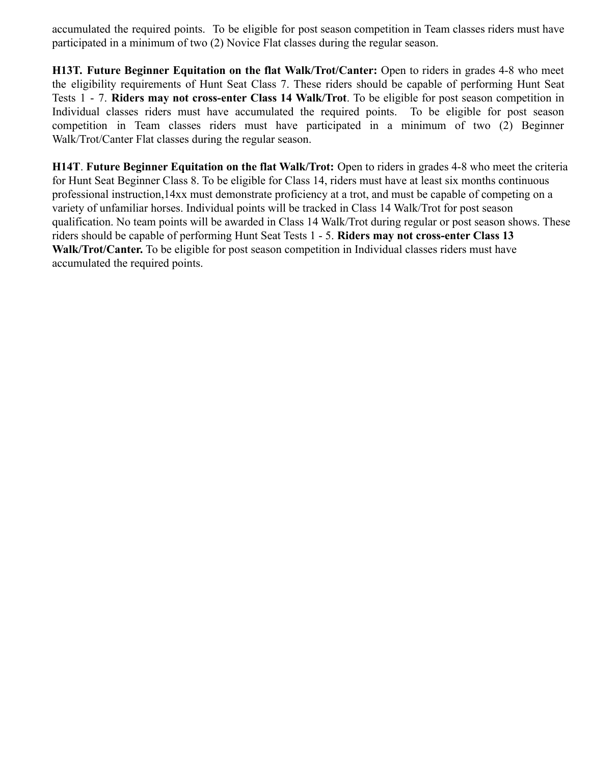accumulated the required points. To be eligible for post season competition in Team classes riders must have participated in a minimum of two (2) Novice Flat classes during the regular season.

**H13T. Future Beginner Equitation on the flat Walk/Trot/Canter:** Open to riders in grades 4-8 who meet the eligibility requirements of Hunt Seat Class 7. These riders should be capable of performing Hunt Seat Tests 1 - 7. **Riders may not cross-enter Class 14 Walk/Trot**. To be eligible for post season competition in Individual classes riders must have accumulated the required points. To be eligible for post season competition in Team classes riders must have participated in a minimum of two (2) Beginner Walk/Trot/Canter Flat classes during the regular season.

**H14T**. **Future Beginner Equitation on the flat Walk/Trot:** Open to riders in grades 4-8 who meet the criteria for Hunt Seat Beginner Class 8. To be eligible for Class 14, riders must have at least six months continuous professional instruction,14xx must demonstrate proficiency at a trot, and must be capable of competing on a variety of unfamiliar horses. Individual points will be tracked in Class 14 Walk/Trot for post season qualification. No team points will be awarded in Class 14 Walk/Trot during regular or post season shows. These riders should be capable of performing Hunt Seat Tests 1 - 5. **Riders may not cross-enter Class 13 Walk/Trot/Canter.** To be eligible for post season competition in Individual classes riders must have accumulated the required points.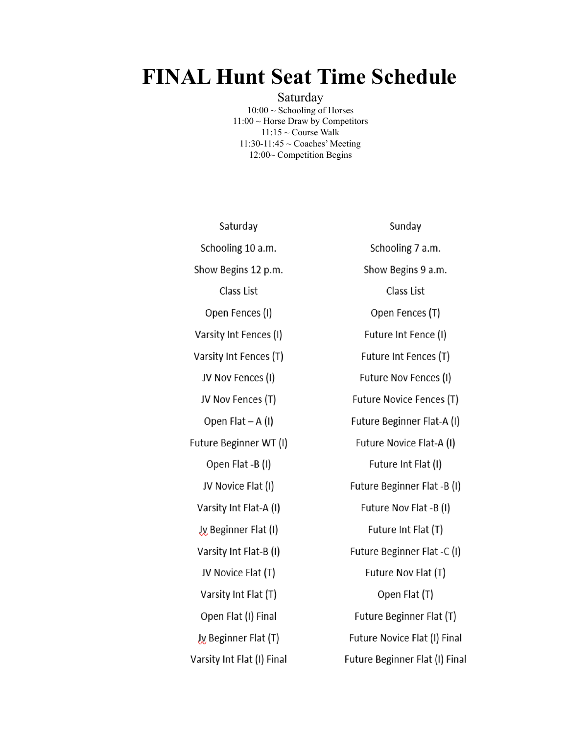# FINAL Hunt Seat Time Schedule

Saturday

10:00 ~ Schooling of Horses
11:00 ~ Horse Draw by Competitors
11:15 ~ Course Walk
11:30-11:45 ~ Coaches' Meeting
12:00~ Competition Begins

| Saturday | Sunday |
|---|---|
| Schooling 10 a.m. | Schooling 7 a.m. |
| Show Begins 12 p.m. | Show Begins 9 a.m. |
| Class List | Class List |
| Open Fences (I) | Open Fences (T) |
| Varsity Int Fences (I) | Future Int Fence (I) |
| Varsity Int Fences (T) | Future Int Fences (T) |
| JV Nov Fences (I) | Future Nov Fences (I) |
| JV Nov Fences (T) | Future Novice Fences (T) |
| Open Flat – A (I) | Future Beginner Flat-A (I) |
| Future Beginner WT (I) | Future Novice Flat-A (I) |
| Open Flat -B (I) | Future Int Flat (I) |
| JV Novice Flat (I) | Future Beginner Flat -B (I) |
| Varsity Int Flat-A (I) | Future Nov Flat -B (I) |
| Jv Beginner Flat (I) | Future Int Flat (T) |
| Varsity Int Flat-B (I) | Future Beginner Flat -C (I) |
| JV Novice Flat (T) | Future Nov Flat (T) |
| Varsity Int Flat (T) | Open Flat (T) |
| Open Flat (I) Final | Future Beginner Flat (T) |
| Jv Beginner Flat (T) | Future Novice Flat (I) Final |
| Varsity Int Flat (I) Final | Future Beginner Flat (I) Final |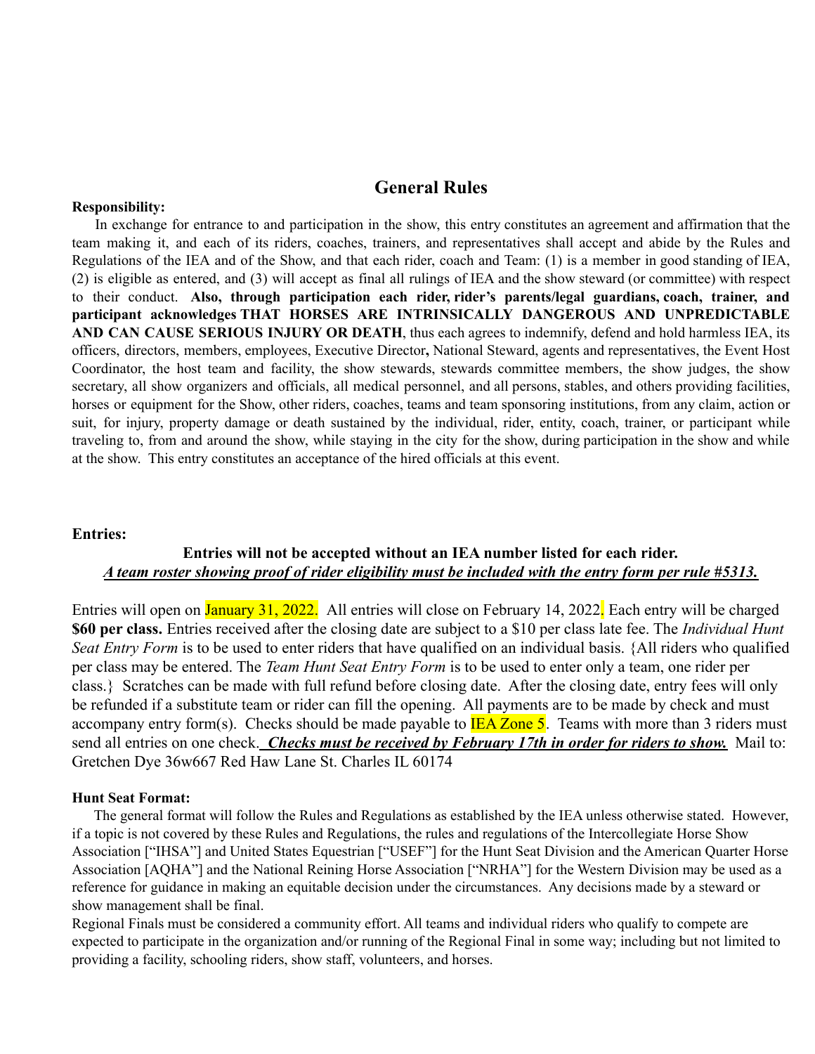## General Rules

**Responsibility:**

In exchange for entrance to and participation in the show, this entry constitutes an agreement and affirmation that the team making it, and each of its riders, coaches, trainers, and representatives shall accept and abide by the Rules and Regulations of the IEA and of the Show, and that each rider, coach and Team: (1) is a member in good standing of IEA, (2) is eligible as entered, and (3) will accept as final all rulings of IEA and the show steward (or committee) with respect to their conduct. **Also, through participation each rider, rider's parents/legal guardians, coach, trainer, and participant acknowledges THAT HORSES ARE INTRINSICALLY DANGEROUS AND UNPREDICTABLE AND CAN CAUSE SERIOUS INJURY OR DEATH**, thus each agrees to indemnify, defend and hold harmless IEA, its officers, directors, members, employees, Executive Director**,** National Steward, agents and representatives, the Event Host Coordinator, the host team and facility, the show stewards, stewards committee members, the show judges, the show secretary, all show organizers and officials, all medical personnel, and all persons, stables, and others providing facilities, horses or equipment for the Show, other riders, coaches, teams and team sponsoring institutions, from any claim, action or suit, for injury, property damage or death sustained by the individual, rider, entity, coach, trainer, or participant while traveling to, from and around the show, while staying in the city for the show, during participation in the show and while at the show. This entry constitutes an acceptance of the hired officials at this event.

**Entries:**

**Entries will not be accepted without an IEA number listed for each rider.**

***A team roster showing proof of rider eligibility must be included with the entry form per rule #5313.***

Entries will open on January 31, 2022. All entries will close on February 14, 2022. Each entry will be charged **$60 per class.** Entries received after the closing date are subject to a $10 per class late fee. The *Individual Hunt Seat Entry Form* is to be used to enter riders that have qualified on an individual basis. {All riders who qualified per class may be entered. The *Team Hunt Seat Entry Form* is to be used to enter only a team, one rider per class.} Scratches can be made with full refund before closing date. After the closing date, entry fees will only be refunded if a substitute team or rider can fill the opening. All payments are to be made by check and must accompany entry form(s). Checks should be made payable to IEA Zone 5. Teams with more than 3 riders must send all entries on one check. ***Checks must be received by February 17th in order for riders to show.*** Mail to: Gretchen Dye 36w667 Red Haw Lane St. Charles IL 60174

**Hunt Seat Format:**

The general format will follow the Rules and Regulations as established by the IEA unless otherwise stated. However, if a topic is not covered by these Rules and Regulations, the rules and regulations of the Intercollegiate Horse Show Association ["IHSA"] and United States Equestrian ["USEF"] for the Hunt Seat Division and the American Quarter Horse Association [AQHA"] and the National Reining Horse Association ["NRHA"] for the Western Division may be used as a reference for guidance in making an equitable decision under the circumstances. Any decisions made by a steward or show management shall be final.

Regional Finals must be considered a community effort. All teams and individual riders who qualify to compete are expected to participate in the organization and/or running of the Regional Final in some way; including but not limited to providing a facility, schooling riders, show staff, volunteers, and horses.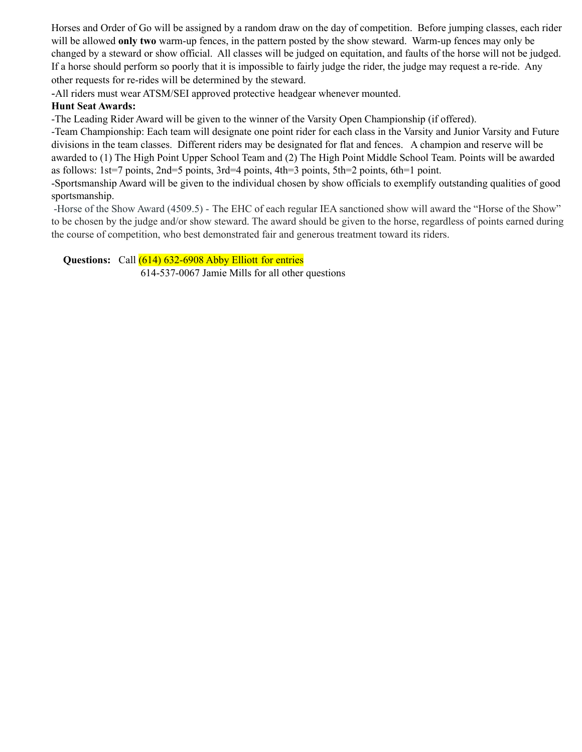Horses and Order of Go will be assigned by a random draw on the day of competition. Before jumping classes, each rider will be allowed **only two** warm-up fences, in the pattern posted by the show steward. Warm-up fences may only be changed by a steward or show official. All classes will be judged on equitation, and faults of the horse will not be judged. If a horse should perform so poorly that it is impossible to fairly judge the rider, the judge may request a re-ride. Any other requests for re-rides will be determined by the steward.

-All riders must wear ATSM/SEI approved protective headgear whenever mounted.

**Hunt Seat Awards:**

-The Leading Rider Award will be given to the winner of the Varsity Open Championship (if offered).

-Team Championship: Each team will designate one point rider for each class in the Varsity and Junior Varsity and Future divisions in the team classes. Different riders may be designated for flat and fences. A champion and reserve will be awarded to (1) The High Point Upper School Team and (2) The High Point Middle School Team. Points will be awarded as follows: 1st=7 points, 2nd=5 points, 3rd=4 points, 4th=3 points, 5th=2 points, 6th=1 point.

-Sportsmanship Award will be given to the individual chosen by show officials to exemplify outstanding qualities of good sportsmanship.

-Horse of the Show Award (4509.5) - The EHC of each regular IEA sanctioned show will award the "Horse of the Show" to be chosen by the judge and/or show steward. The award should be given to the horse, regardless of points earned during the course of competition, who best demonstrated fair and generous treatment toward its riders.

**Questions:** Call (614) 632-6908 Abby Elliott for entries
614-537-0067 Jamie Mills for all other questions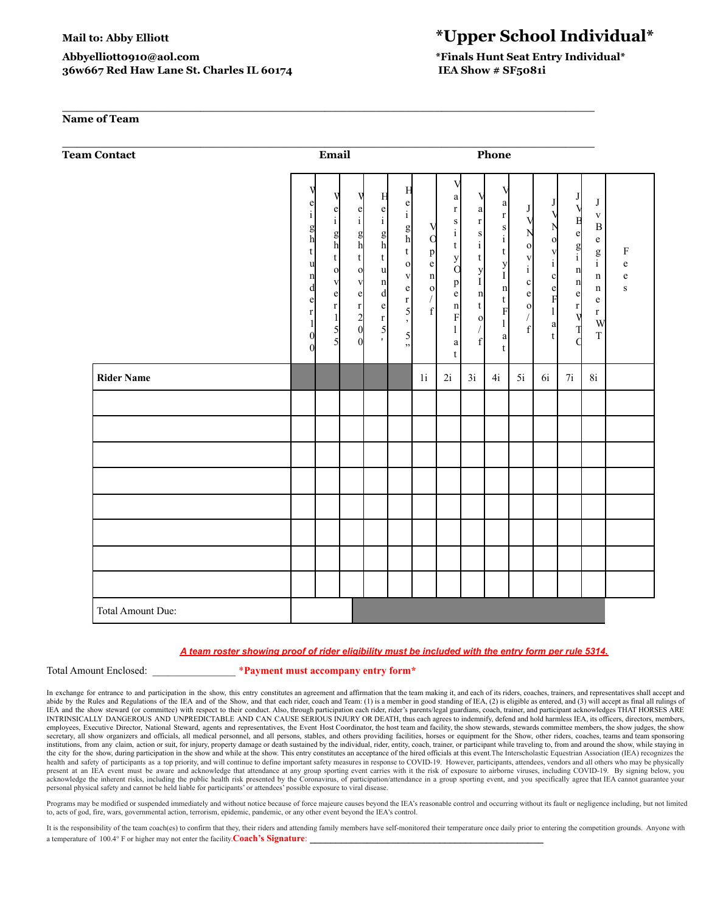**Mail to: Abby Elliott**

**Abbyelliott0910@aol.com**
**36w667 Red Haw Lane St. Charles IL 60174**

# *Upper School Individual*

**\*Finals Hunt Seat Entry Individual\***
**IEA Show # SF5081i**

**Name of Team** ______________________________________________

**Team Contact** ______________________ **Email** ______________________ **Phone** ______________________

| | Weight under 100 | Weight over 155 | Weight over 200 | Height under 5' | Height over 5'5" | V Open o/f | Varsity Open Flat | Varsity Int o/f | Varsity Int Flat | JV Novice o/f | JV Novice Flat | JV Beginner WTC | Jv Beginner WT | Fees |
|---|---|---|---|---|---|---|---|---|---|---|---|---|---|---|
| **Rider Name** | | | | | | 1i | 2i | 3i | 4i | 5i | 6i | 7i | 8i | |
| | | | | | | | | | | | | | | |
| | | | | | | | | | | | | | | |
| | | | | | | | | | | | | | | |
| | | | | | | | | | | | | | | |
| | | | | | | | | | | | | | | |
| | | | | | | | | | | | | | | |
| | | | | | | | | | | | | | | |
| | | | | | | | | | | | | | | |
| Total Amount Due: | | | | | | | | | | | | | | |

***A team roster showing proof of rider eligibility must be included with the entry form per rule 5314.***

Total Amount Enclosed: _______________ **\*Payment must accompany entry form\***

In exchange for entrance to and participation in the show, this entry constitutes an agreement and affirmation that the team making it, and each of its riders, coaches, trainers, and representatives shall accept and abide by the Rules and Regulations of the IEA and of the Show, and that each rider, coach and Team: (1) is a member in good standing of IEA, (2) is eligible as entered, and (3) will accept as final all rulings of IEA and the show steward (or committee) with respect to their conduct. Also, through participation each rider, rider's parents/legal guardians, coach, trainer, and participant acknowledges THAT HORSES ARE INTRINSICALLY DANGEROUS AND UNPREDICTABLE AND CAN CAUSE SERIOUS INJURY OR DEATH, thus each agrees to indemnify, defend and hold harmless IEA, its officers, directors, members, employees, Executive Director, National Steward, agents and representatives, the Event Host Coordinator, the host team and facility, the show stewards, stewards committee members, the show judges, the show secretary, all show organizers and officials, all medical personnel, and all persons, stables, and others providing facilities, horses or equipment for the Show, other riders, coaches, teams and team sponsoring institutions, from any claim, action or suit, for injury, property damage or death sustained by the individual, rider, entity, coach, trainer, or participant while traveling to, from and around the show, while staying in the city for the show, during participation in the show and while at the show. This entry constitutes an acceptance of the hired officials at this event.The Interscholastic Equestrian Association (IEA) recognizes the health and safety of participants as a top priority, and will continue to define important safety measures in response to COVID-19. However, participants, attendees, vendors and all others who may be physically present at an IEA event must be aware and acknowledge that attendance at any group sporting event carries with it the risk of exposure to airborne viruses, including COVID-19. By signing below, you acknowledge the inherent risks, including the public health risk presented by the Coronavirus, of participation/attendance in a group sporting event, and you specifically agree that IEA cannot guarantee your personal physical safety and cannot be held liable for participants' or attendees' possible exposure to viral disease.

Programs may be modified or suspended immediately and without notice because of force majeure causes beyond the IEA's reasonable control and occurring without its fault or negligence including, but not limited to, acts of god, fire, wars, governmental action, terrorism, epidemic, pandemic, or any other event beyond the IEA's control.

It is the responsibility of the team coach(es) to confirm that they, their riders and attending family members have self-monitored their temperature once daily prior to entering the competition grounds. Anyone with a temperature of 100.4° F or higher may not enter the facility.**Coach's Signature**: ______________________________________________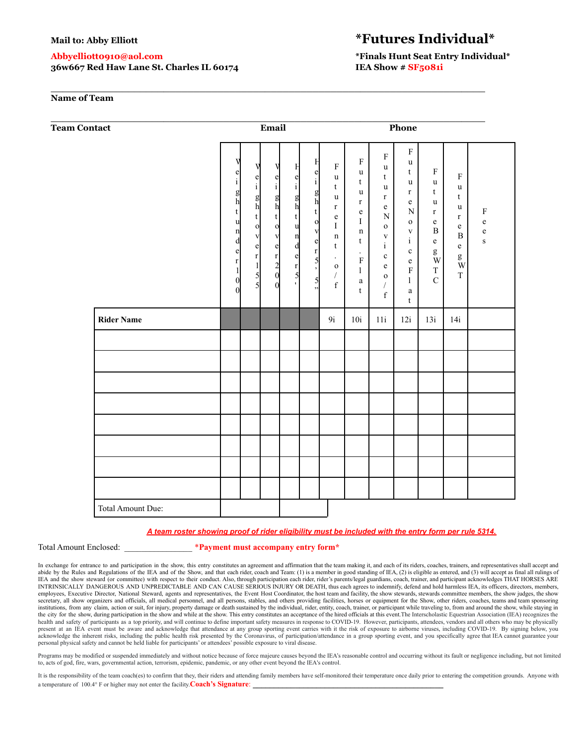**Mail to: Abby Elliott**

Abbyelliott0910@aol.com
**36w667 Red Haw Lane St. Charles IL 60174**

# *Futures Individual*

**\*Finals Hunt Seat Entry Individual\***
**IEA Show # SF5081i**

**Name of Team** ______________________________________________

**Team Contact** ______________ **Email** ______________ **Phone** ______________

| | Weight under 100 | Weight over 155 | Weight over 200 | Height under 5' | Height over 5'5" | Future Int. o/f | Future Int. Flat | Future Novice o/f | Future Novice Flat | Future Beg WTC | Future Beg WT | Fees |
|---|---|---|---|---|---|---|---|---|---|---|---|---|
| **Rider Name** | | | | | | 9i | 10i | 11i | 12i | 13i | 14i | |
| | | | | | | | | | | | | |
| | | | | | | | | | | | | |
| | | | | | | | | | | | | |
| | | | | | | | | | | | | |
| | | | | | | | | | | | | |
| | | | | | | | | | | | | |
| | | | | | | | | | | | | |
| | | | | | | | | | | | | |
| Total Amount Due: | | | | | | | | | | | | |

***A team roster showing proof of rider eligibility must be included with the entry form per rule 5314.***

Total Amount Enclosed: _______________ **\*Payment must accompany entry form\***

In exchange for entrance to and participation in the show, this entry constitutes an agreement and affirmation that the team making it, and each of its riders, coaches, trainers, and representatives shall accept and abide by the Rules and Regulations of the IEA and of the Show, and that each rider, coach and Team: (1) is a member in good standing of IEA, (2) is eligible as entered, and (3) will accept as final all rulings of IEA and the show steward (or committee) with respect to their conduct. Also, through participation each rider, rider's parents/legal guardians, coach, trainer, and participant acknowledges THAT HORSES ARE INTRINSICALLY DANGEROUS AND UNPREDICTABLE AND CAN CAUSE SERIOUS INJURY OR DEATH, thus each agrees to indemnify, defend and hold harmless IEA, its officers, directors, members, employees, Executive Director, National Steward, agents and representatives, the Event Host Coordinator, the host team and facility, the show stewards, stewards committee members, the show judges, the show secretary, all show organizers and officials, all medical personnel, and all persons, stables, and others providing facilities, horses or equipment for the Show, other riders, coaches, teams and team sponsoring institutions, from any claim, action or suit, for injury, property damage or death sustained by the individual, rider, entity, coach, trainer, or participant while traveling to, from and around the show, while staying in the city for the show, during participation in the show and while at the show. This entry constitutes an acceptance of the hired officials at this event.The Interscholastic Equestrian Association (IEA) recognizes the health and safety of participants as a top priority, and will continue to define important safety measures in response to COVID-19. However, participants, attendees, vendors and all others who may be physically present at an IEA event must be aware and acknowledge that attendance at any group sporting event carries with it the risk of exposure to airborne viruses, including COVID-19. By signing below, you acknowledge the inherent risks, including the public health risk presented by the Coronavirus, of participation/attendance in a group sporting event, and you specifically agree that IEA cannot guarantee your personal physical safety and cannot be held liable for participants' or attendees' possible exposure to viral disease.

Programs may be modified or suspended immediately and without notice because of force majeure causes beyond the IEA's reasonable control and occurring without its fault or negligence including, but not limited to, acts of god, fire, wars, governmental action, terrorism, epidemic, pandemic, or any other event beyond the IEA's control.

It is the responsibility of the team coach(es) to confirm that they, their riders and attending family members have self-monitored their temperature once daily prior to entering the competition grounds. Anyone with a temperature of 100.4° F or higher may not enter the facility.**Coach's Signature**: ______________________________________________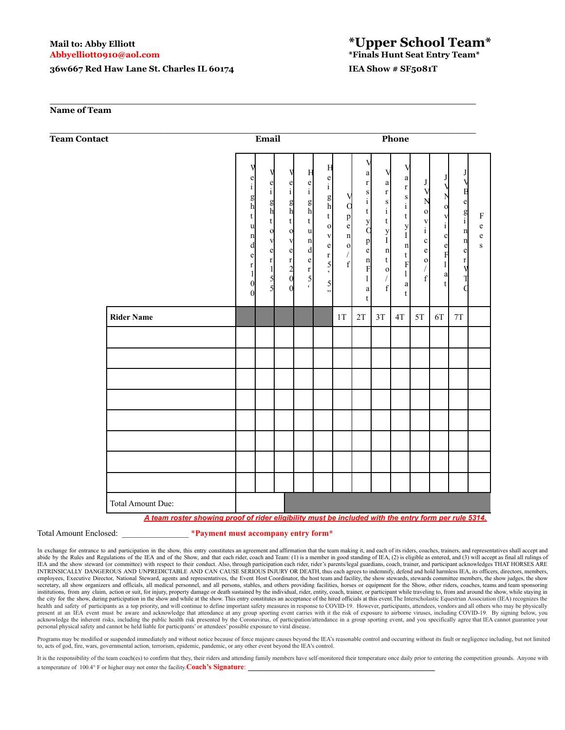Mail to: Abby Elliott
Abbyelliott0910@aol.com
36w667 Red Haw Lane St. Charles IL 60174

# *Upper School Team*

**\*Finals Hunt Seat Entry Team\***

**IEA Show # SF5081T**

______________________________________________
**Name of Team**

______________________________________________
**Team Contact** **Email** **Phone**

| Rider Name | Weight under 100 | Weight over 155 | Weight over 200 | Height under 5' | Height over 5'5" | V Open o/f | Varsity Open Flat | Varsity Int o/f | Varsity Int Flat | JV Novice o/f | JV Novice Flat | JV Beginner WTC | Fees |
|---|---|---|---|---|---|---|---|---|---|---|---|---|---|
| | | | | | | 1T | 2T | 3T | 4T | 5T | 6T | 7T | |
| | | | | | | | | | | | | | |
| | | | | | | | | | | | | | |
| | | | | | | | | | | | | | |
| | | | | | | | | | | | | | |
| | | | | | | | | | | | | | |
| | | | | | | | | | | | | | |
| | | | | | | | | | | | | | |
| | | | | | | | | | | | | | |
| Total Amount Due: | | | | | | | | | | | | | |

*A team roster showing proof of rider eligibility must be included with the entry form per rule 5314.*

Total Amount Enclosed: _______________ **\*Payment must accompany entry form\***

In exchange for entrance to and participation in the show, this entry constitutes an agreement and affirmation that the team making it, and each of its riders, coaches, trainers, and representatives shall accept and abide by the Rules and Regulations of the IEA and of the Show, and that each rider, coach and Team: (1) is a member in good standing of IEA, (2) is eligible as entered, and (3) will accept as final all rulings of IEA and the show steward (or committee) with respect to their conduct. Also, through participation each rider, rider's parents/legal guardians, coach, trainer, and participant acknowledges THAT HORSES ARE INTRINSICALLY DANGEROUS AND UNPREDICTABLE AND CAN CAUSE SERIOUS INJURY OR DEATH, thus each agrees to indemnify, defend and hold harmless IEA, its officers, directors, members, employees, Executive Director, National Steward, agents and representatives, the Event Host Coordinator, the host team and facility, the show stewards, stewards committee members, the show judges, the show secretary, all show organizers and officials, all medical personnel, and all persons, stables, and others providing facilities, horses or equipment for the Show, other riders, coaches, teams and team sponsoring institutions, from any claim, action or suit, for injury, property damage or death sustained by the individual, rider, entity, coach, trainer, or participant while traveling to, from and around the show, while staying in the city for the show, during participation in the show and while at the show. This entry constitutes an acceptance of the hired officials at this event.The Interscholastic Equestrian Association (IEA) recognizes the health and safety of participants as a top priority, and will continue to define important safety measures in response to COVID-19. However, participants, attendees, vendors and all others who may be physically present at an IEA event must be aware and acknowledge that attendance at any group sporting event carries with it the risk of exposure to airborne viruses, including COVID-19. By signing below, you acknowledge the inherent risks, including the public health risk presented by the Coronavirus, of participation/attendance in a group sporting event, and you specifically agree that IEA cannot guarantee your personal physical safety and cannot be held liable for participants' or attendees' possible exposure to viral disease.

Programs may be modified or suspended immediately and without notice because of force majeure causes beyond the IEA's reasonable control and occurring without its fault or negligence including, but not limited to, acts of god, fire, wars, governmental action, terrorism, epidemic, pandemic, or any other event beyond the IEA's control.

It is the responsibility of the team coach(es) to confirm that they, their riders and attending family members have self-monitored their temperature once daily prior to entering the competition grounds. Anyone with a temperature of 100.4° F or higher may not enter the facility. **Coach's Signature**: ______________________________________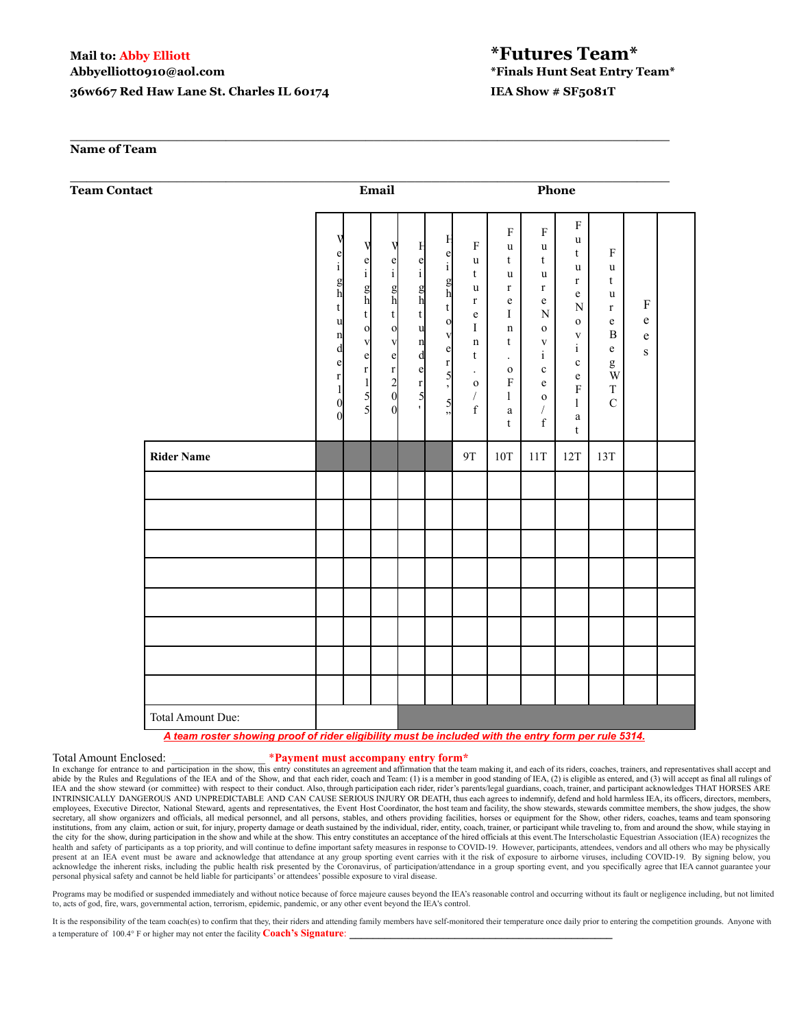**Mail to:** Abby Elliott
**Abbyelliott0910@aol.com**
**36w667 Red Haw Lane St. Charles IL 60174**

# *Futures Team*

**\*Finals Hunt Seat Entry Team\***

**IEA Show # SF5081T**

**Name of Team** ______________________________

**Team Contact** ______________ **Email** ______________ **Phone** ______________

| | Weight under 100 | Weight over 155 | Weight over 200 | Height under 5' | Height over 5', 5" | Future Int. o/f | Future Int. Flat | Future Novice o/f | Future Novice Flat | Future Beg WTC | Fees | |
|---|---|---|---|---|---|---|---|---|---|---|---|---|
| **Rider Name** | | | | | | 9T | 10T | 11T | 12T | 13T | | |
| | | | | | | | | | | | | |
| | | | | | | | | | | | | |
| | | | | | | | | | | | | |
| | | | | | | | | | | | | |
| | | | | | | | | | | | | |
| | | | | | | | | | | | | |
| | | | | | | | | | | | | |
| | | | | | | | | | | | | |
| Total Amount Due: | | | | | | | | | | | | |

*A team roster showing proof of rider eligibility must be included with the entry form per rule 5314.*

Total Amount Enclosed: _______________ **\*Payment must accompany entry form\***

In exchange for entrance to and participation in the show, this entry constitutes an agreement and affirmation that the team making it, and each of its riders, coaches, trainers, and representatives shall accept and abide by the Rules and Regulations of the IEA and of the Show, and that each rider, coach and Team: (1) is a member in good standing of IEA, (2) is eligible as entered, and (3) will accept as final all rulings of IEA and the show steward (or committee) with respect to their conduct. Also, through participation each rider, rider's parents/legal guardians, coach, trainer, and participant acknowledges THAT HORSES ARE INTRINSICALLY DANGEROUS AND UNPREDICTABLE AND CAN CAUSE SERIOUS INJURY OR DEATH, thus each agrees to indemnify, defend and hold harmless IEA, its officers, directors, members, employees, Executive Director, National Steward, agents and representatives, the Event Host Coordinator, the host team and facility, the show stewards, stewards committee members, the show judges, the show secretary, all show organizers and officials, all medical personnel, and all persons, stables, and others providing facilities, horses or equipment for the Show, other riders, coaches, teams and team sponsoring institutions, from any claim, action or suit, for injury, property damage or death sustained by the individual, rider, entity, coach, trainer, or participant while traveling to, from and around the show, while staying in the city for the show, during participation in the show and while at the show. This entry constitutes an acceptance of the hired officials at this event.The Interscholastic Equestrian Association (IEA) recognizes the health and safety of participants as a top priority, and will continue to define important safety measures in response to COVID-19. However, participants, attendees, vendors and all others who may be physically present at an IEA event must be aware and acknowledge that attendance at any group sporting event carries with it the risk of exposure to airborne viruses, including COVID-19. By signing below, you acknowledge the inherent risks, including the public health risk presented by the Coronavirus, of participation/attendance in a group sporting event, and you specifically agree that IEA cannot guarantee your personal physical safety and cannot be held liable for participants' or attendees' possible exposure to viral disease.

Programs may be modified or suspended immediately and without notice because of force majeure causes beyond the IEA's reasonable control and occurring without its fault or negligence including, but not limited to, acts of god, fire, wars, governmental action, terrorism, epidemic, pandemic, or any other event beyond the IEA's control.

It is the responsibility of the team coach(es) to confirm that they, their riders and attending family members have self-monitored their temperature once daily prior to entering the competition grounds. Anyone with a temperature of 100.4° F or higher may not enter the facility **Coach's Signature**: ______________________________